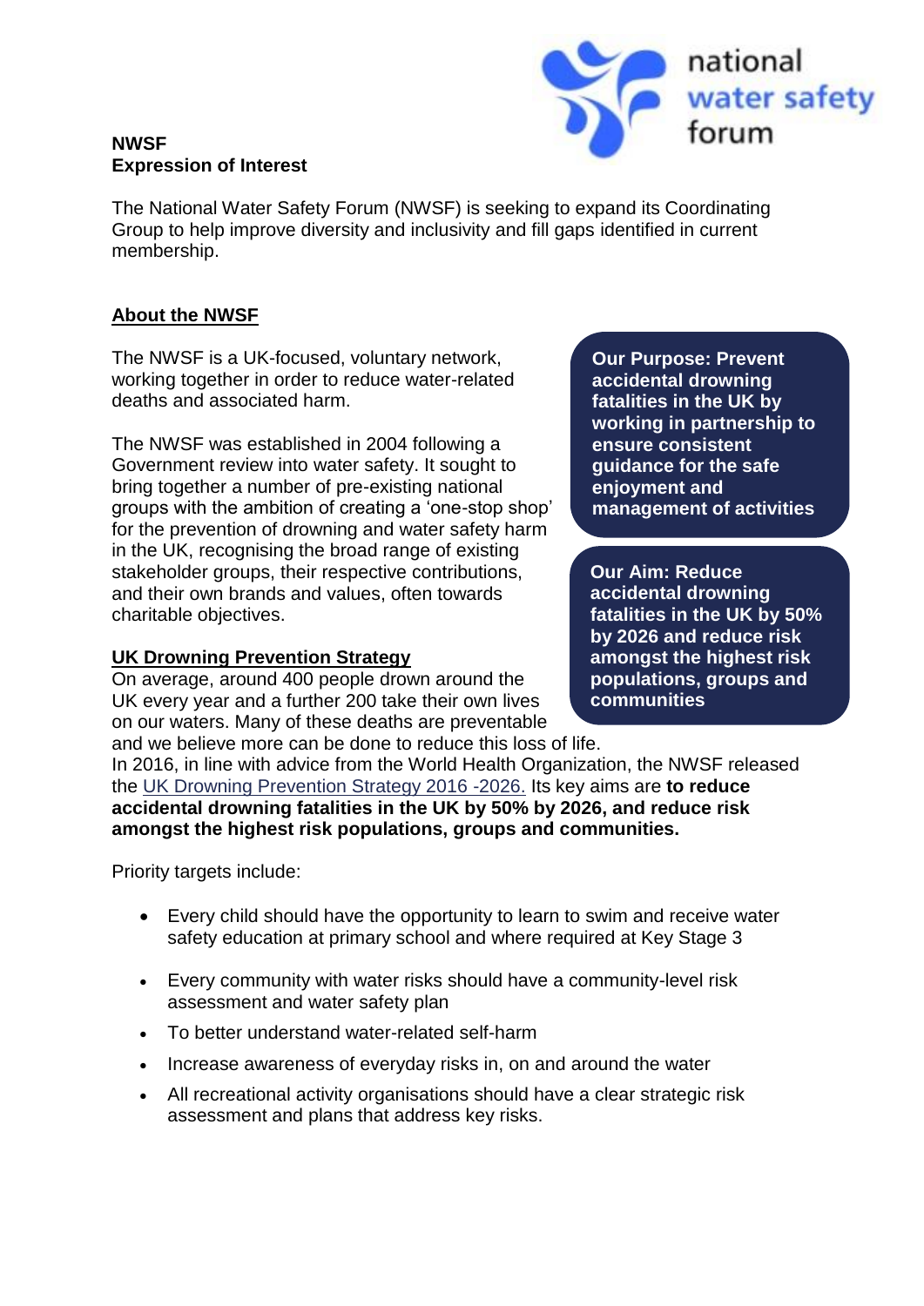**NWSF**
**Expression of Interest**

The National Water Safety Forum (NWSF) is seeking to expand its Coordinating Group to help improve diversity and inclusivity and fill gaps identified in current membership.

## About the NWSF

The NWSF is a UK-focused, voluntary network, working together in order to reduce water-related deaths and associated harm.

The NWSF was established in 2004 following a Government review into water safety. It sought to bring together a number of pre-existing national groups with the ambition of creating a 'one-stop shop' for the prevention of drowning and water safety harm in the UK, recognising the broad range of existing stakeholder groups, their respective contributions, and their own brands and values, often towards charitable objectives.

**Our Purpose: Prevent accidental drowning fatalities in the UK by working in partnership to ensure consistent guidance for the safe enjoyment and management of activities**

**Our Aim: Reduce accidental drowning fatalities in the UK by 50% by 2026 and reduce risk amongst the highest risk populations, groups and communities**

## UK Drowning Prevention Strategy

On average, around 400 people drown around the UK every year and a further 200 take their own lives on our waters. Many of these deaths are preventable and we believe more can be done to reduce this loss of life.
In 2016, in line with advice from the World Health Organization, the NWSF released the UK Drowning Prevention Strategy 2016 -2026. Its key aims are **to reduce accidental drowning fatalities in the UK by 50% by 2026, and reduce risk amongst the highest risk populations, groups and communities.**

Priority targets include:

- Every child should have the opportunity to learn to swim and receive water safety education at primary school and where required at Key Stage 3
- Every community with water risks should have a community-level risk assessment and water safety plan
- To better understand water-related self-harm
- Increase awareness of everyday risks in, on and around the water
- All recreational activity organisations should have a clear strategic risk assessment and plans that address key risks.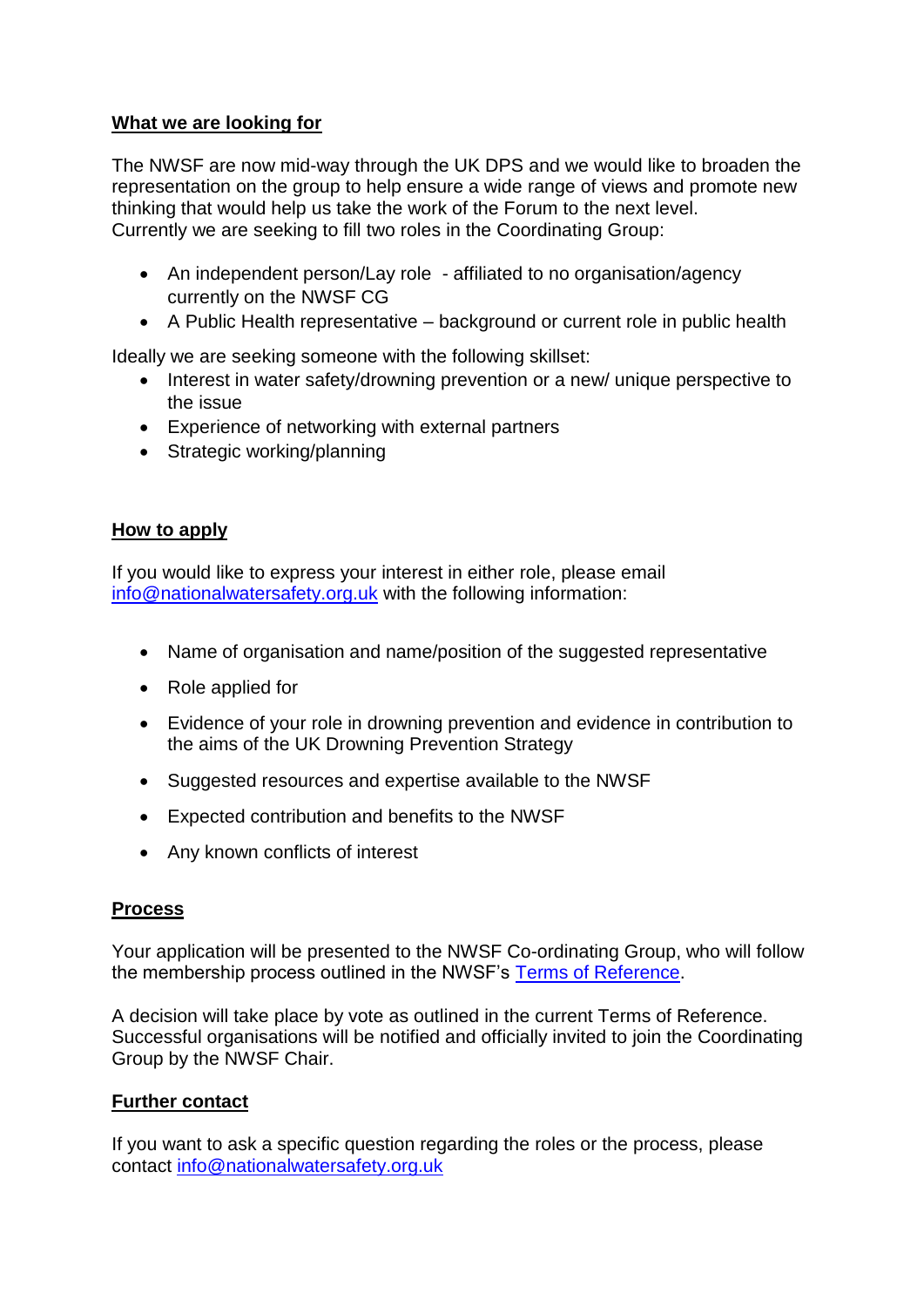## What we are looking for

The NWSF are now mid-way through the UK DPS and we would like to broaden the representation on the group to help ensure a wide range of views and promote new thinking that would help us take the work of the Forum to the next level.
Currently we are seeking to fill two roles in the Coordinating Group:

- An independent person/Lay role - affiliated to no organisation/agency currently on the NWSF CG
- A Public Health representative – background or current role in public health

Ideally we are seeking someone with the following skillset:

- Interest in water safety/drowning prevention or a new/ unique perspective to the issue
- Experience of networking with external partners
- Strategic working/planning

## How to apply

If you would like to express your interest in either role, please email [info@nationalwatersafety.org.uk](mailto:info@nationalwatersafety.org.uk) with the following information:

- Name of organisation and name/position of the suggested representative
- Role applied for
- Evidence of your role in drowning prevention and evidence in contribution to the aims of the UK Drowning Prevention Strategy
- Suggested resources and expertise available to the NWSF
- Expected contribution and benefits to the NWSF
- Any known conflicts of interest

## Process

Your application will be presented to the NWSF Co-ordinating Group, who will follow the membership process outlined in the NWSF's Terms of Reference.

A decision will take place by vote as outlined in the current Terms of Reference. Successful organisations will be notified and officially invited to join the Coordinating Group by the NWSF Chair.

## Further contact

If you want to ask a specific question regarding the roles or the process, please contact [info@nationalwatersafety.org.uk](mailto:info@nationalwatersafety.org.uk)